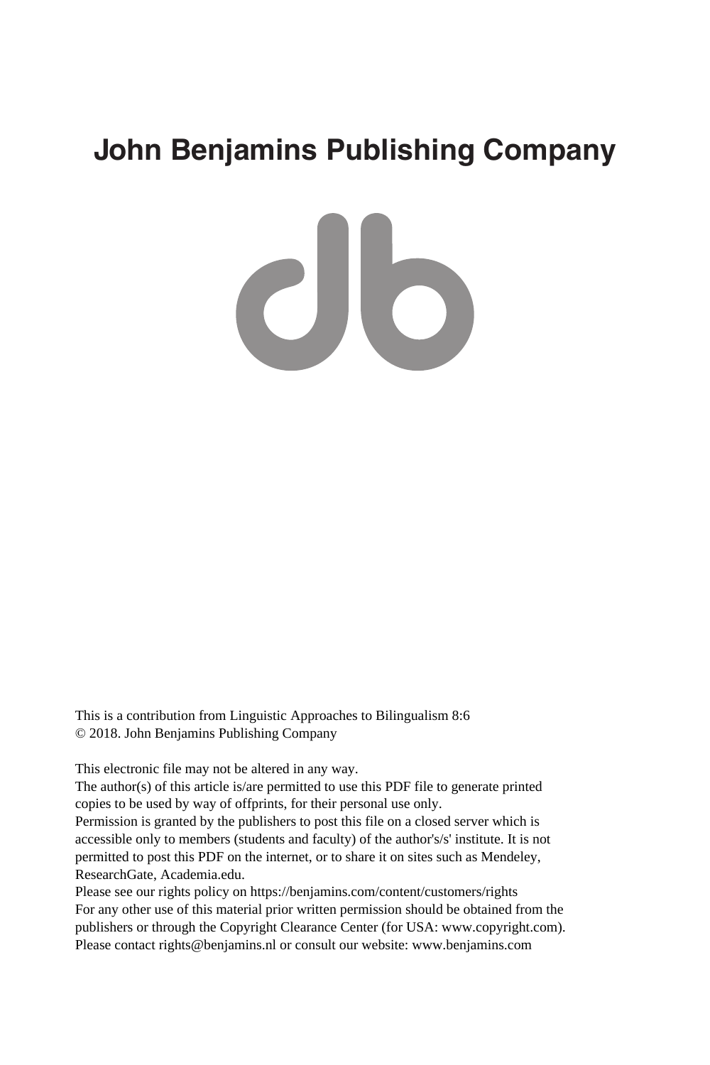# John Benjamins Publishing Company

This is a contribution from Linguistic Approaches to Bilingualism 8:6
© 2018. John Benjamins Publishing Company

This electronic file may not be altered in any way.
The author(s) of this article is/are permitted to use this PDF file to generate printed copies to be used by way of offprints, for their personal use only.
Permission is granted by the publishers to post this file on a closed server which is accessible only to members (students and faculty) of the author's/s' institute. It is not permitted to post this PDF on the internet, or to share it on sites such as Mendeley, ResearchGate, Academia.edu.
Please see our rights policy on https://benjamins.com/content/customers/rights
For any other use of this material prior written permission should be obtained from the publishers or through the Copyright Clearance Center (for USA: www.copyright.com).
Please contact rights@benjamins.nl or consult our website: www.benjamins.com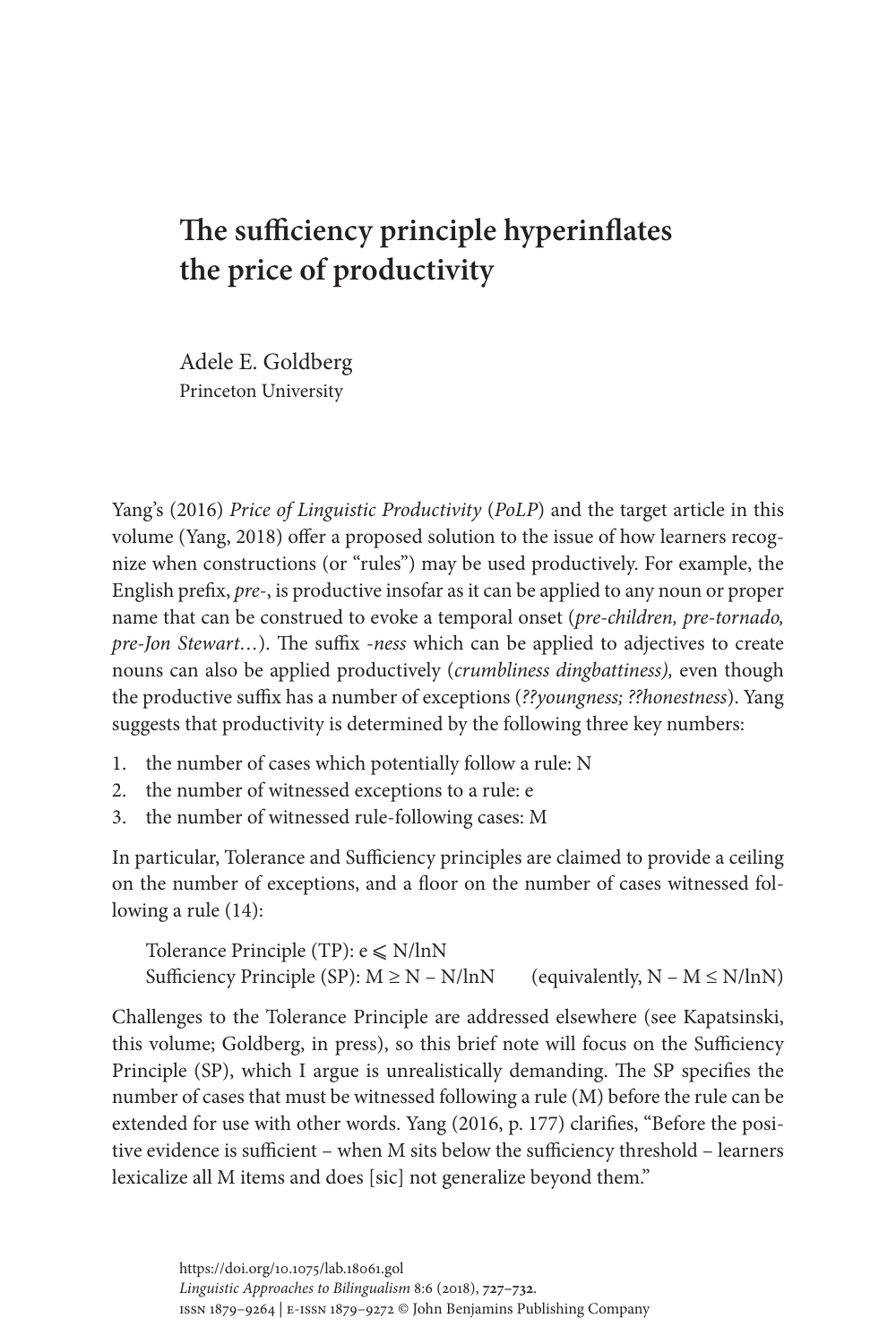# The sufficiency principle hyperinflates the price of productivity

Adele E. Goldberg
Princeton University

Yang's (2016) *Price of Linguistic Productivity* (*PoLP*) and the target article in this volume (Yang, 2018) offer a proposed solution to the issue of how learners recognize when constructions (or "rules") may be used productively. For example, the English prefix, *pre-*, is productive insofar as it can be applied to any noun or proper name that can be construed to evoke a temporal onset (*pre-children, pre-tornado, pre-Jon Stewart…*). The suffix *-ness* which can be applied to adjectives to create nouns can also be applied productively (*crumbliness dingbattiness),* even though the productive suffix has a number of exceptions (*??youngness; ??honestness*). Yang suggests that productivity is determined by the following three key numbers:

1. the number of cases which potentially follow a rule: N
2. the number of witnessed exceptions to a rule: e
3. the number of witnessed rule-following cases: M

In particular, Tolerance and Sufficiency principles are claimed to provide a ceiling on the number of exceptions, and a floor on the number of cases witnessed following a rule (14):

> Tolerance Principle (TP): $e \leqslant N/\ln N$
> Sufficiency Principle (SP): $M \geq N - N/\ln N$ (equivalently, $N - M \leq N/\ln N$)

Challenges to the Tolerance Principle are addressed elsewhere (see Kapatsinski, this volume; Goldberg, in press), so this brief note will focus on the Sufficiency Principle (SP), which I argue is unrealistically demanding. The SP specifies the number of cases that must be witnessed following a rule (M) before the rule can be extended for use with other words. Yang (2016, p. 177) clarifies, "Before the positive evidence is sufficient – when M sits below the sufficiency threshold – learners lexicalize all M items and does [sic] not generalize beyond them."

https://doi.org/10.1075/lab.18061.gol
*Linguistic Approaches to Bilingualism* 8:6 (2018), 727–732.
ISSN 1879-9264 | E-ISSN 1879-9272 © John Benjamins Publishing Company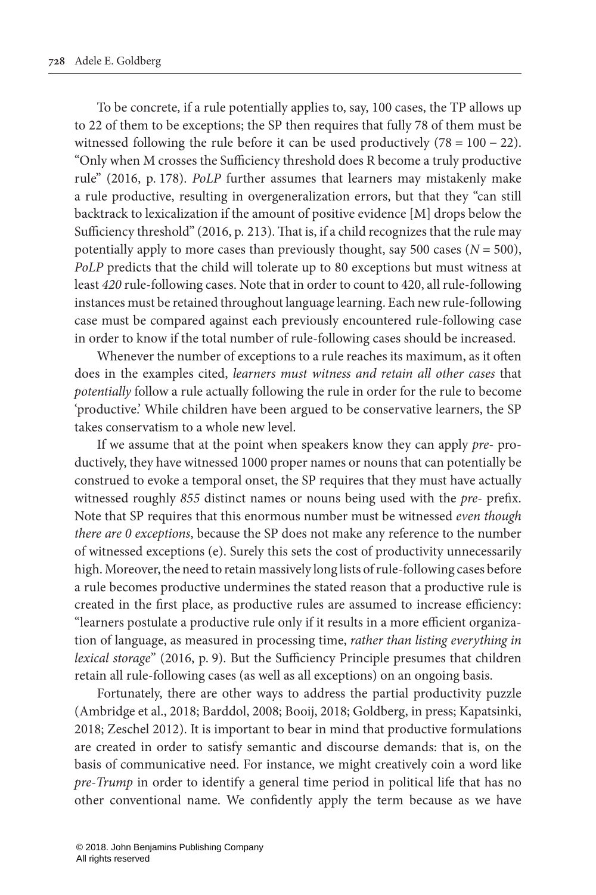To be concrete, if a rule potentially applies to, say, 100 cases, the TP allows up to 22 of them to be exceptions; the SP then requires that fully 78 of them must be witnessed following the rule before it can be used productively ($78 = 100 - 22$). "Only when M crosses the Sufficiency threshold does R become a truly productive rule" (2016, p. 178). *PoLP* further assumes that learners may mistakenly make a rule productive, resulting in overgeneralization errors, but that they "can still backtrack to lexicalization if the amount of positive evidence [M] drops below the Sufficiency threshold" (2016, p. 213). That is, if a child recognizes that the rule may potentially apply to more cases than previously thought, say 500 cases ($N = 500$), *PoLP* predicts that the child will tolerate up to 80 exceptions but must witness at least *420* rule-following cases. Note that in order to count to 420, all rule-following instances must be retained throughout language learning. Each new rule-following case must be compared against each previously encountered rule-following case in order to know if the total number of rule-following cases should be increased.

Whenever the number of exceptions to a rule reaches its maximum, as it often does in the examples cited, *learners must witness and retain all other cases* that *potentially* follow a rule actually following the rule in order for the rule to become 'productive.' While children have been argued to be conservative learners, the SP takes conservatism to a whole new level.

If we assume that at the point when speakers know they can apply *pre-* productively, they have witnessed 1000 proper names or nouns that can potentially be construed to evoke a temporal onset, the SP requires that they must have actually witnessed roughly *855* distinct names or nouns being used with the *pre-* prefix. Note that SP requires that this enormous number must be witnessed *even though there are 0 exceptions*, because the SP does not make any reference to the number of witnessed exceptions (e). Surely this sets the cost of productivity unnecessarily high. Moreover, the need to retain massively long lists of rule-following cases before a rule becomes productive undermines the stated reason that a productive rule is created in the first place, as productive rules are assumed to increase efficiency: "learners postulate a productive rule only if it results in a more efficient organization of language, as measured in processing time, *rather than listing everything in lexical storage*" (2016, p. 9). But the Sufficiency Principle presumes that children retain all rule-following cases (as well as all exceptions) on an ongoing basis.

Fortunately, there are other ways to address the partial productivity puzzle (Ambridge et al., 2018; Barddol, 2008; Booij, 2018; Goldberg, in press; Kapatsinki, 2018; Zeschel 2012). It is important to bear in mind that productive formulations are created in order to satisfy semantic and discourse demands: that is, on the basis of communicative need. For instance, we might creatively coin a word like *pre-Trump* in order to identify a general time period in political life that has no other conventional name. We confidently apply the term because as we have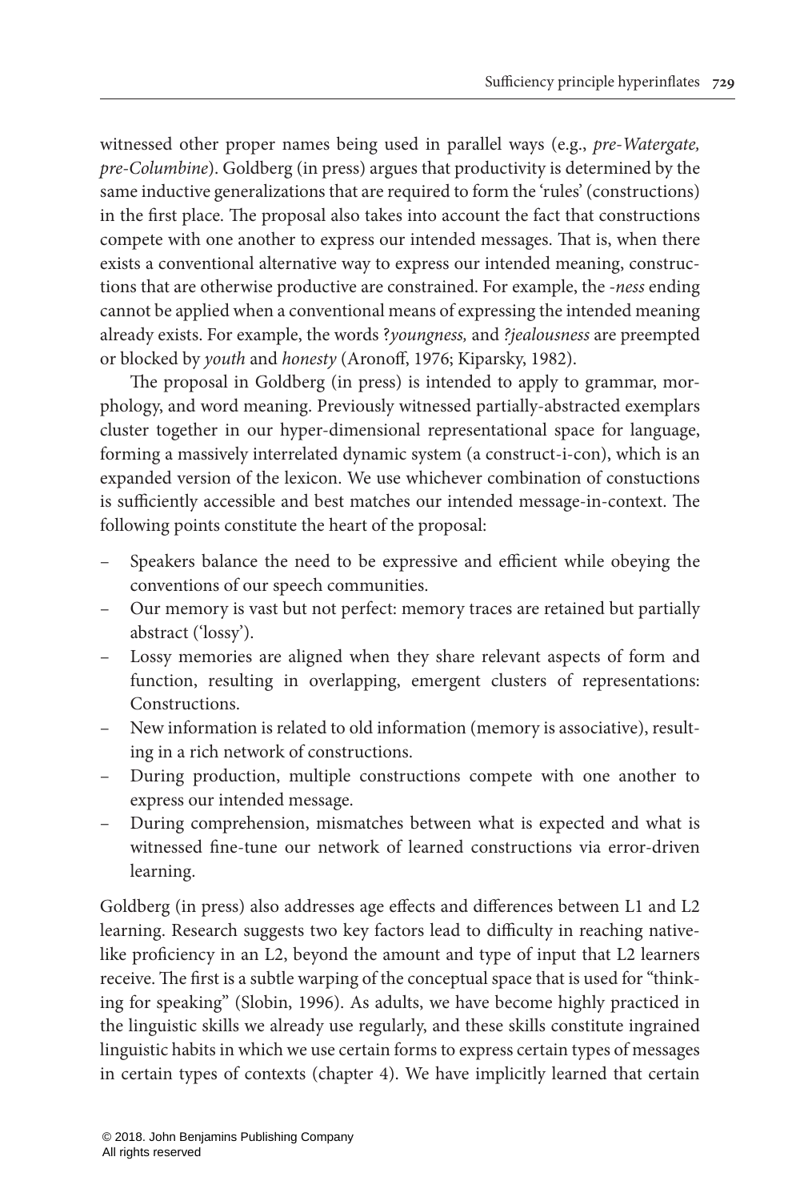witnessed other proper names being used in parallel ways (e.g., *pre-Watergate, pre-Columbine*). Goldberg (in press) argues that productivity is determined by the same inductive generalizations that are required to form the 'rules' (constructions) in the first place. The proposal also takes into account the fact that constructions compete with one another to express our intended messages. That is, when there exists a conventional alternative way to express our intended meaning, constructions that are otherwise productive are constrained. For example, the *-ness* ending cannot be applied when a conventional means of expressing the intended meaning already exists. For example, the words ?*youngness,* and *?jealousness* are preempted or blocked by *youth* and *honesty* (Aronoff, 1976; Kiparsky, 1982).

The proposal in Goldberg (in press) is intended to apply to grammar, morphology, and word meaning. Previously witnessed partially-abstracted exemplars cluster together in our hyper-dimensional representational space for language, forming a massively interrelated dynamic system (a construct-i-con), which is an expanded version of the lexicon. We use whichever combination of constuctions is sufficiently accessible and best matches our intended message-in-context. The following points constitute the heart of the proposal:

- Speakers balance the need to be expressive and efficient while obeying the conventions of our speech communities.
- Our memory is vast but not perfect: memory traces are retained but partially abstract ('lossy').
- Lossy memories are aligned when they share relevant aspects of form and function, resulting in overlapping, emergent clusters of representations: Constructions.
- New information is related to old information (memory is associative), resulting in a rich network of constructions.
- During production, multiple constructions compete with one another to express our intended message.
- During comprehension, mismatches between what is expected and what is witnessed fine-tune our network of learned constructions via error-driven learning.

Goldberg (in press) also addresses age effects and differences between L1 and L2 learning. Research suggests two key factors lead to difficulty in reaching native-like proficiency in an L2, beyond the amount and type of input that L2 learners receive. The first is a subtle warping of the conceptual space that is used for "thinking for speaking" (Slobin, 1996). As adults, we have become highly practiced in the linguistic skills we already use regularly, and these skills constitute ingrained linguistic habits in which we use certain forms to express certain types of messages in certain types of contexts (chapter 4). We have implicitly learned that certain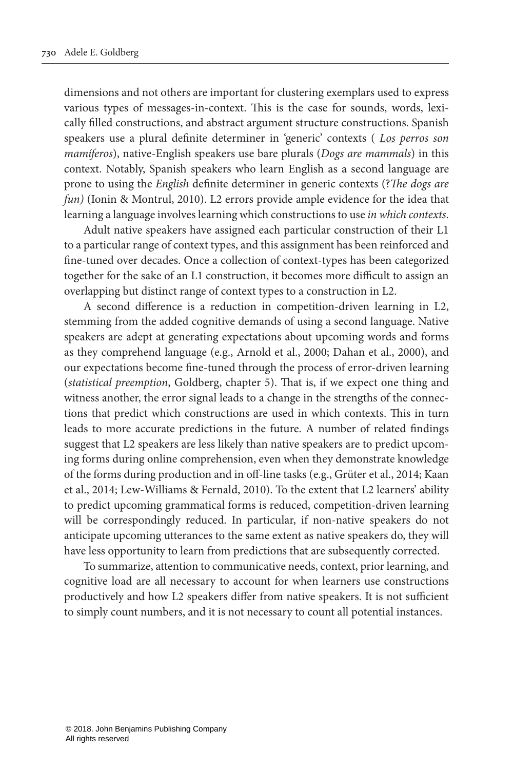dimensions and not others are important for clustering exemplars used to express various types of messages-in-context. This is the case for sounds, words, lexically filled constructions, and abstract argument structure constructions. Spanish speakers use a plural definite determiner in 'generic' contexts ( *Los perros son mamíferos*), native-English speakers use bare plurals (*Dogs are mammals*) in this context. Notably, Spanish speakers who learn English as a second language are prone to using the *English* definite determiner in generic contexts (?*The dogs are fun)* (Ionin & Montrul, 2010). L2 errors provide ample evidence for the idea that learning a language involves learning which constructions to use *in which contexts*.

Adult native speakers have assigned each particular construction of their L1 to a particular range of context types, and this assignment has been reinforced and fine-tuned over decades. Once a collection of context-types has been categorized together for the sake of an L1 construction, it becomes more difficult to assign an overlapping but distinct range of context types to a construction in L2.

A second difference is a reduction in competition-driven learning in L2, stemming from the added cognitive demands of using a second language. Native speakers are adept at generating expectations about upcoming words and forms as they comprehend language (e.g., Arnold et al., 2000; Dahan et al., 2000), and our expectations become fine-tuned through the process of error-driven learning (*statistical preemption*, Goldberg, chapter 5). That is, if we expect one thing and witness another, the error signal leads to a change in the strengths of the connections that predict which constructions are used in which contexts. This in turn leads to more accurate predictions in the future. A number of related findings suggest that L2 speakers are less likely than native speakers are to predict upcoming forms during online comprehension, even when they demonstrate knowledge of the forms during production and in off-line tasks (e.g., Grüter et al., 2014; Kaan et al., 2014; Lew-Williams & Fernald, 2010). To the extent that L2 learners' ability to predict upcoming grammatical forms is reduced, competition-driven learning will be correspondingly reduced. In particular, if non-native speakers do not anticipate upcoming utterances to the same extent as native speakers do, they will have less opportunity to learn from predictions that are subsequently corrected.

To summarize, attention to communicative needs, context, prior learning, and cognitive load are all necessary to account for when learners use constructions productively and how L2 speakers differ from native speakers. It is not sufficient to simply count numbers, and it is not necessary to count all potential instances.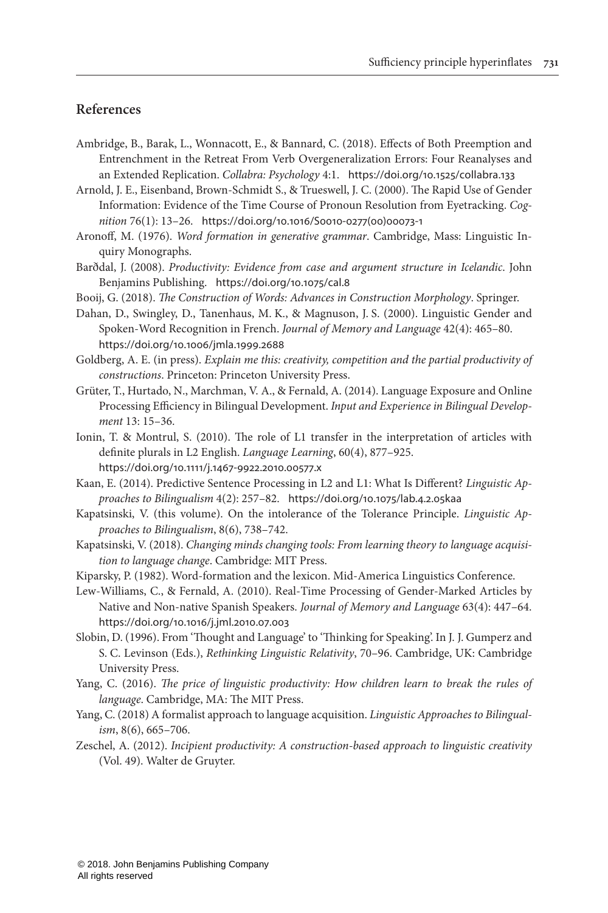## References

Ambridge, B., Barak, L., Wonnacott, E., & Bannard, C. (2018). Effects of Both Preemption and Entrenchment in the Retreat From Verb Overgeneralization Errors: Four Reanalyses and an Extended Replication. *Collabra: Psychology* 4:1. https://doi.org/10.1525/collabra.133

Arnold, J. E., Eisenband, Brown-Schmidt S., & Trueswell, J. C. (2000). The Rapid Use of Gender Information: Evidence of the Time Course of Pronoun Resolution from Eyetracking. *Cognition* 76(1): 13–26. https://doi.org/10.1016/S0010-0277(00)00073-1

Aronoff, M. (1976). *Word formation in generative grammar*. Cambridge, Mass: Linguistic Inquiry Monographs.

Barðdal, J. (2008). *Productivity: Evidence from case and argument structure in Icelandic*. John Benjamins Publishing. https://doi.org/10.1075/cal.8

Booij, G. (2018). *The Construction of Words: Advances in Construction Morphology*. Springer.

Dahan, D., Swingley, D., Tanenhaus, M. K., & Magnuson, J. S. (2000). Linguistic Gender and Spoken-Word Recognition in French. *Journal of Memory and Language* 42(4): 465–80. https://doi.org/10.1006/jmla.1999.2688

Goldberg, A. E. (in press). *Explain me this: creativity, competition and the partial productivity of constructions*. Princeton: Princeton University Press.

Grüter, T., Hurtado, N., Marchman, V. A., & Fernald, A. (2014). Language Exposure and Online Processing Efficiency in Bilingual Development. *Input and Experience in Bilingual Development* 13: 15–36.

Ionin, T. & Montrul, S. (2010). The role of L1 transfer in the interpretation of articles with definite plurals in L2 English. *Language Learning*, 60(4), 877–925. https://doi.org/10.1111/j.1467-9922.2010.00577.x

Kaan, E. (2014). Predictive Sentence Processing in L2 and L1: What Is Different? *Linguistic Approaches to Bilingualism* 4(2): 257–82. https://doi.org/10.1075/lab.4.2.05kaa

Kapatsinski, V. (this volume). On the intolerance of the Tolerance Principle. *Linguistic Approaches to Bilingualism*, 8(6), 738–742.

Kapatsinski, V. (2018). *Changing minds changing tools: From learning theory to language acquisition to language change*. Cambridge: MIT Press.

Kiparsky, P. (1982). Word-formation and the lexicon. Mid-America Linguistics Conference.

Lew-Williams, C., & Fernald, A. (2010). Real-Time Processing of Gender-Marked Articles by Native and Non-native Spanish Speakers. *Journal of Memory and Language* 63(4): 447–64. https://doi.org/10.1016/j.jml.2010.07.003

Slobin, D. (1996). From 'Thought and Language' to 'Thinking for Speaking'. In J. J. Gumperz and S. C. Levinson (Eds.), *Rethinking Linguistic Relativity*, 70–96. Cambridge, UK: Cambridge University Press.

Yang, C. (2016). *The price of linguistic productivity: How children learn to break the rules of language*. Cambridge, MA: The MIT Press.

Yang, C. (2018) A formalist approach to language acquisition. *Linguistic Approaches to Bilingualism*, 8(6), 665–706.

Zeschel, A. (2012). *Incipient productivity: A construction-based approach to linguistic creativity* (Vol. 49). Walter de Gruyter.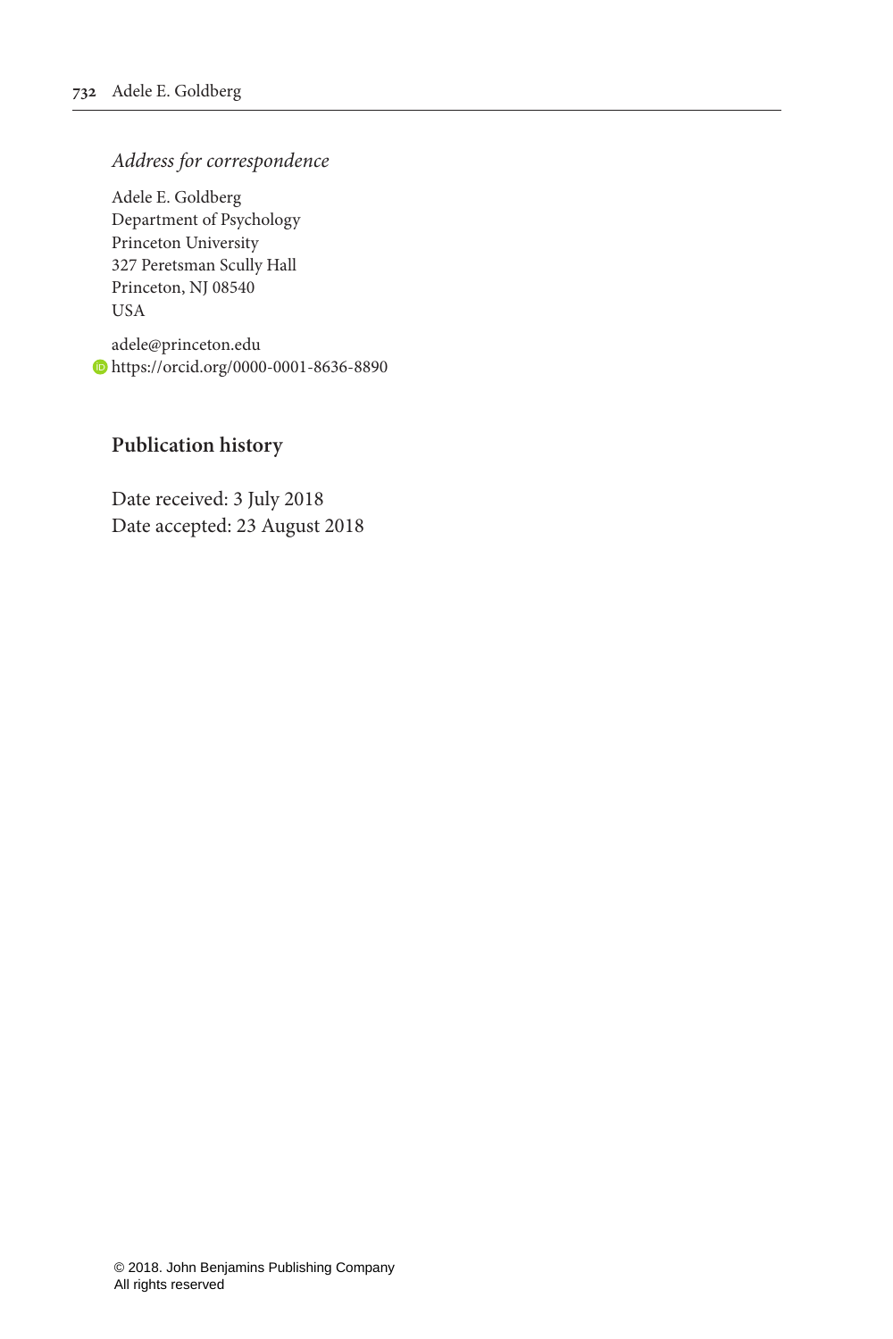*Address for correspondence*

Adele E. Goldberg
Department of Psychology
Princeton University
327 Peretsman Scully Hall
Princeton, NJ 08540
USA

adele@princeton.edu
https://orcid.org/0000-0001-8636-8890

## Publication history

Date received: 3 July 2018
Date accepted: 23 August 2018

© 2018. John Benjamins Publishing Company
All rights reserved